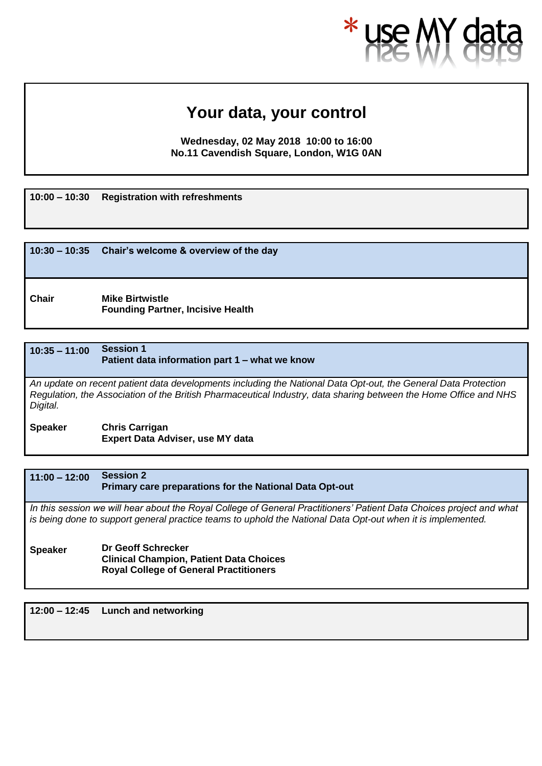*use MY data

# Your data, your control

**Wednesday, 02 May 2018 10:00 to 16:00**
**No.11 Cavendish Square, London, W1G 0AN**

**10:00 – 10:30** **Registration with refreshments**

**10:30 – 10:35** **Chair's welcome & overview of the day**

**Chair** **Mike Birtwistle**
**Founding Partner, Incisive Health**

**10:35 – 11:00** **Session 1**
**Patient data information part 1 – what we know**

*An update on recent patient data developments including the National Data Opt-out, the General Data Protection Regulation, the Association of the British Pharmaceutical Industry, data sharing between the Home Office and NHS Digital.*

**Speaker** **Chris Carrigan**
**Expert Data Adviser, use MY data**

**11:00 – 12:00** **Session 2**
**Primary care preparations for the National Data Opt-out**

*In this session we will hear about the Royal College of General Practitioners' Patient Data Choices project and what is being done to support general practice teams to uphold the National Data Opt-out when it is implemented.*

**Speaker** **Dr Geoff Schrecker**
**Clinical Champion, Patient Data Choices**
**Royal College of General Practitioners**

**12:00 – 12:45** **Lunch and networking**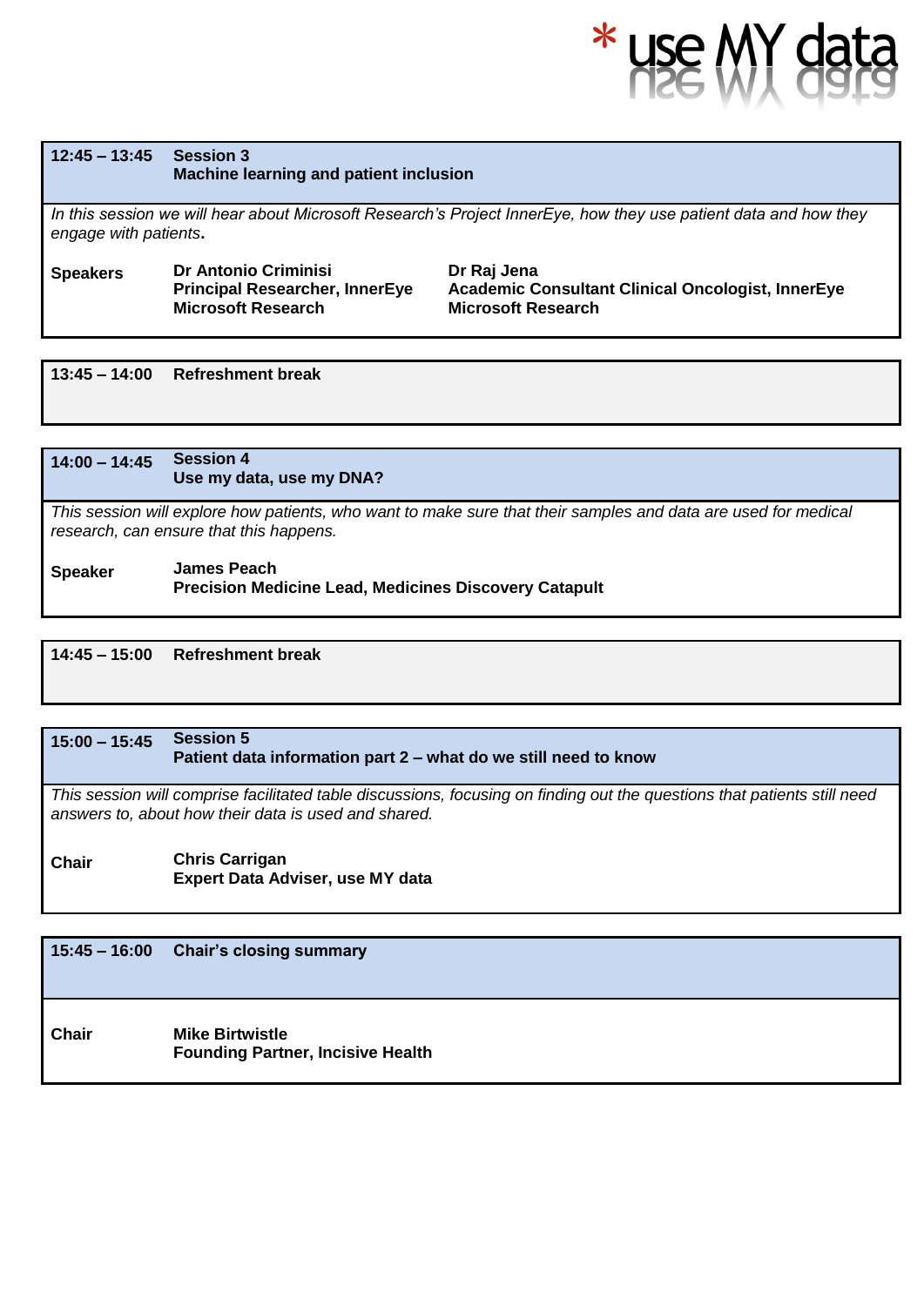**12:45 – 13:45** **Session 3**
**Machine learning and patient inclusion**

*In this session we will hear about Microsoft Research's Project InnerEye, how they use patient data and how they engage with patients.*

**Speakers**

**Dr Antonio Criminisi**
**Principal Researcher, InnerEye**
**Microsoft Research**

**Dr Raj Jena**
**Academic Consultant Clinical Oncologist, InnerEye**
**Microsoft Research**

---

**13:45 – 14:00** **Refreshment break**

---

**14:00 – 14:45** **Session 4**
**Use my data, use my DNA?**

*This session will explore how patients, who want to make sure that their samples and data are used for medical research, can ensure that this happens.*

**Speaker**

**James Peach**
**Precision Medicine Lead, Medicines Discovery Catapult**

---

**14:45 – 15:00** **Refreshment break**

---

**15:00 – 15:45** **Session 5**
**Patient data information part 2 – what do we still need to know**

*This session will comprise facilitated table discussions, focusing on finding out the questions that patients still need answers to, about how their data is used and shared.*

**Chair**

**Chris Carrigan**
**Expert Data Adviser, use MY data**

---

**15:45 – 16:00** **Chair's closing summary**

**Chair**

**Mike Birtwistle**
**Founding Partner, Incisive Health**